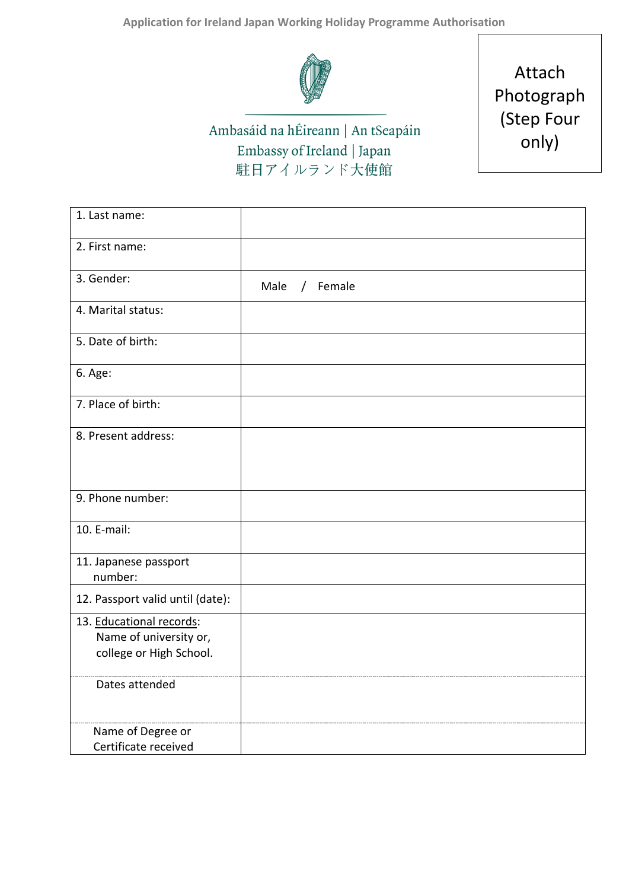# Application for Ireland Japan Working Holiday Programme Authorisation

Ambasáid na hÉireann | An tSeapáin
Embassy of Ireland | Japan
駐日アイルランド大使館

Attach Photograph (Step Four only)

| | |
|---|---|
| 1. Last name: | |
| 2. First name: | |
| 3. Gender: | Male / Female |
| 4. Marital status: | |
| 5. Date of birth: | |
| 6. Age: | |
| 7. Place of birth: | |
| 8. Present address: | |
| 9. Phone number: | |
| 10. E-mail: | |
| 11. Japanese passport number: | |
| 12. Passport valid until (date): | |
| 13. Educational records: Name of university or, college or High School. | |
| Dates attended | |
| Name of Degree or Certificate received | |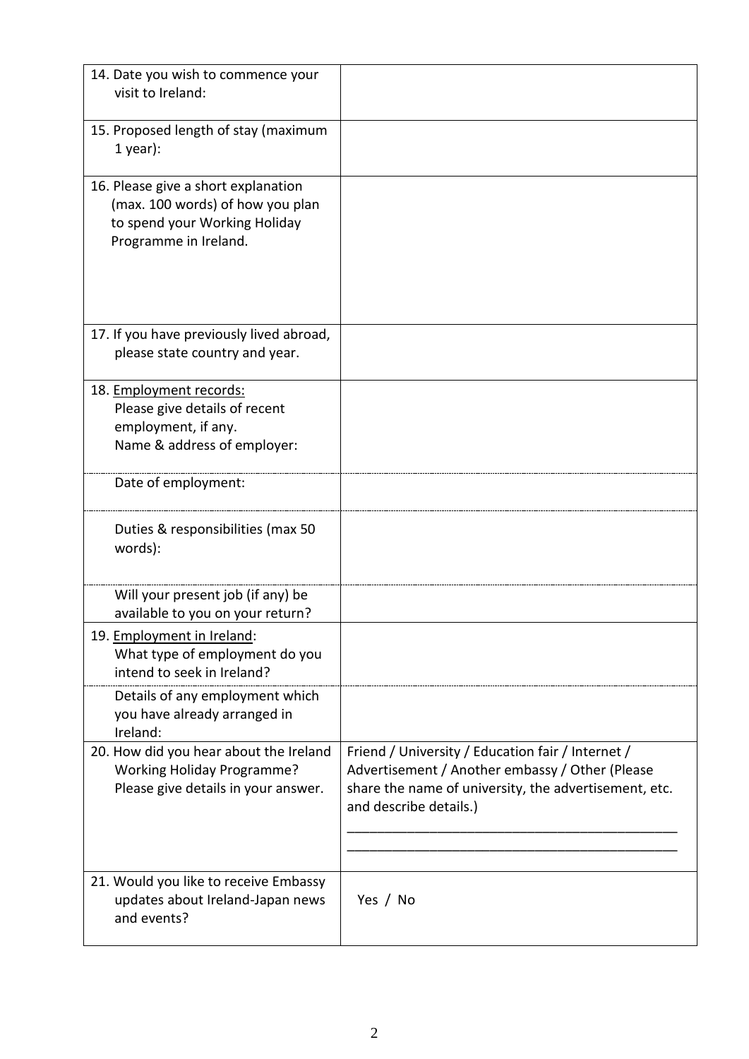| | |
|---|---|
| 14. Date you wish to commence your visit to Ireland: | |
| 15. Proposed length of stay (maximum 1 year): | |
| 16. Please give a short explanation (max. 100 words) of how you plan to spend your Working Holiday Programme in Ireland. | |
| 17. If you have previously lived abroad, please state country and year. | |
| 18. <u>Employment records:</u> Please give details of recent employment, if any. Name & address of employer: | |
| Date of employment: | |
| Duties & responsibilities (max 50 words): | |
| Will your present job (if any) be available to you on your return? | |
| 19. <u>Employment in Ireland</u>: What type of employment do you intend to seek in Ireland? | |
| Details of any employment which you have already arranged in Ireland: | |
| 20. How did you hear about the Ireland Working Holiday Programme? Please give details in your answer. | Friend / University / Education fair / Internet / Advertisement / Another embassy / Other (Please share the name of university, the advertisement, etc. and describe details.) ____________________________________________ ____________________________________________ |
| 21. Would you like to receive Embassy updates about Ireland-Japan news and events? | Yes / No |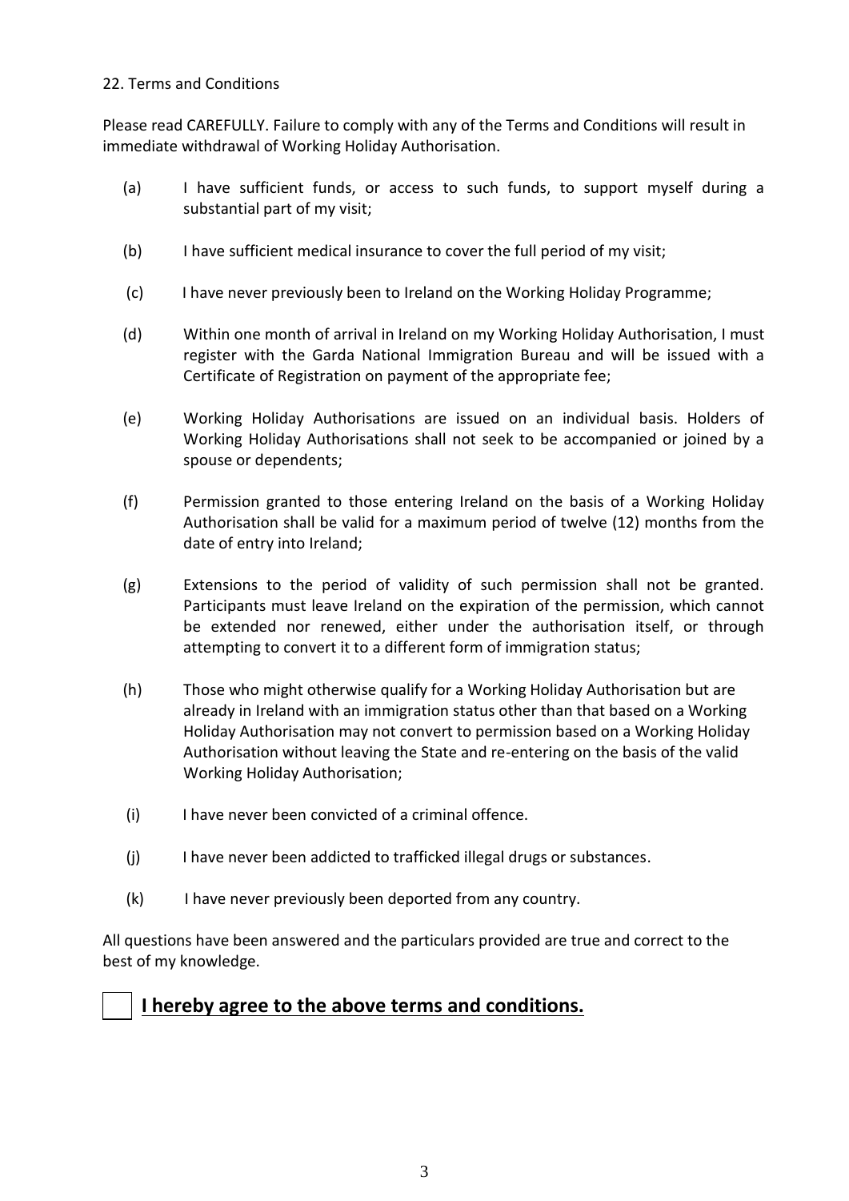22. Terms and Conditions

Please read CAREFULLY. Failure to comply with any of the Terms and Conditions will result in immediate withdrawal of Working Holiday Authorisation.

(a) I have sufficient funds, or access to such funds, to support myself during a substantial part of my visit;

(b) I have sufficient medical insurance to cover the full period of my visit;

(c) I have never previously been to Ireland on the Working Holiday Programme;

(d) Within one month of arrival in Ireland on my Working Holiday Authorisation, I must register with the Garda National Immigration Bureau and will be issued with a Certificate of Registration on payment of the appropriate fee;

(e) Working Holiday Authorisations are issued on an individual basis. Holders of Working Holiday Authorisations shall not seek to be accompanied or joined by a spouse or dependents;

(f) Permission granted to those entering Ireland on the basis of a Working Holiday Authorisation shall be valid for a maximum period of twelve (12) months from the date of entry into Ireland;

(g) Extensions to the period of validity of such permission shall not be granted. Participants must leave Ireland on the expiration of the permission, which cannot be extended nor renewed, either under the authorisation itself, or through attempting to convert it to a different form of immigration status;

(h) Those who might otherwise qualify for a Working Holiday Authorisation but are already in Ireland with an immigration status other than that based on a Working Holiday Authorisation may not convert to permission based on a Working Holiday Authorisation without leaving the State and re-entering on the basis of the valid Working Holiday Authorisation;

(i) I have never been convicted of a criminal offence.

(j) I have never been addicted to trafficked illegal drugs or substances.

(k) I have never previously been deported from any country.

All questions have been answered and the particulars provided are true and correct to the best of my knowledge.

☐ **I hereby agree to the above terms and conditions.**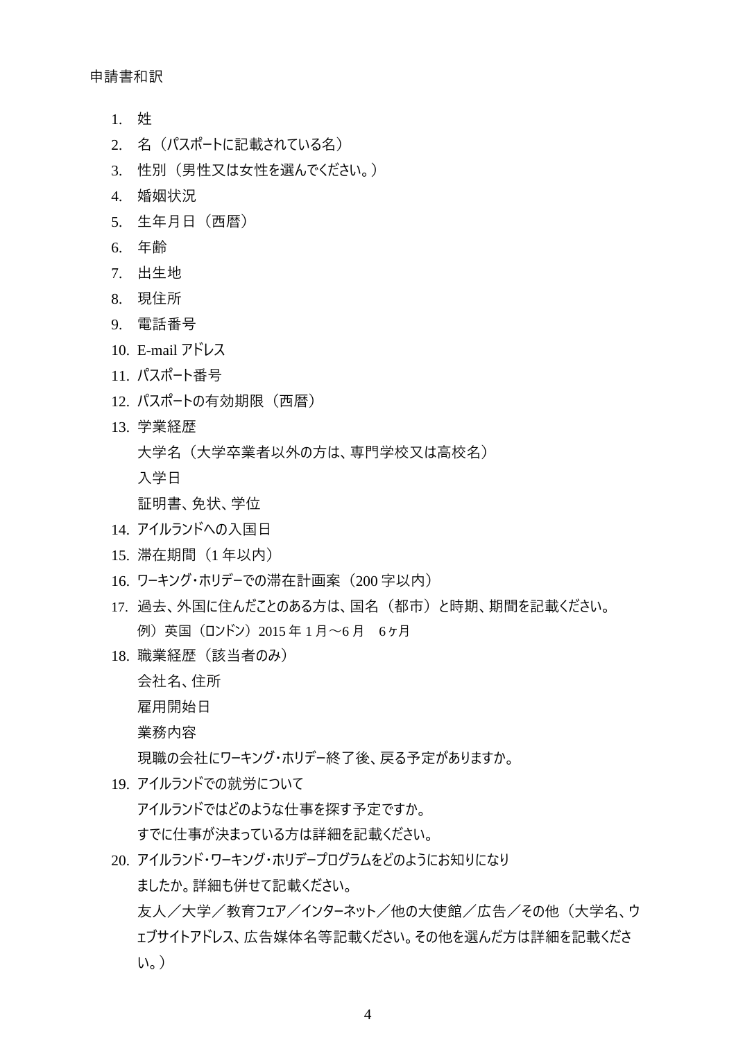申請書和訳

1. 姓
2. 名（パスポートに記載されている名）
3. 性別（男性又は女性を選んでください。）
4. 婚姻状況
5. 生年月日（西暦）
6. 年齢
7. 出生地
8. 現住所
9. 電話番号
10. E-mail アドレス
11. パスポート番号
12. パスポートの有効期限（西暦）
13. 学業経歴
    大学名（大学卒業者以外の方は、専門学校又は高校名）
    入学日
    証明書、免状、学位
14. アイルランドへの入国日
15. 滞在期間（1 年以内）
16. ワーキング・ホリデーでの滞在計画案（200 字以内）
17. 過去、外国に住んだことのある方は、国名（都市）と時期、期間を記載ください。
    例）英国（ロンドン）2015 年 1 月～6 月　6 ヶ月
18. 職業経歴（該当者のみ）
    会社名、住所
    雇用開始日
    業務内容
    現職の会社にワーキング・ホリデー終了後、戻る予定がありますか。
19. アイルランドでの就労について
    アイルランドではどのような仕事を探す予定ですか。
    すでに仕事が決まっている方は詳細を記載ください。
20. アイルランド・ワーキング・ホリデープログラムをどのようにお知りになりましたか。詳細も併せて記載ください。
    友人／大学／教育フェア／インターネット／他の大使館／広告／その他（大学名、ウェブサイトアドレス、広告媒体名等記載ください。その他を選んだ方は詳細を記載ください。）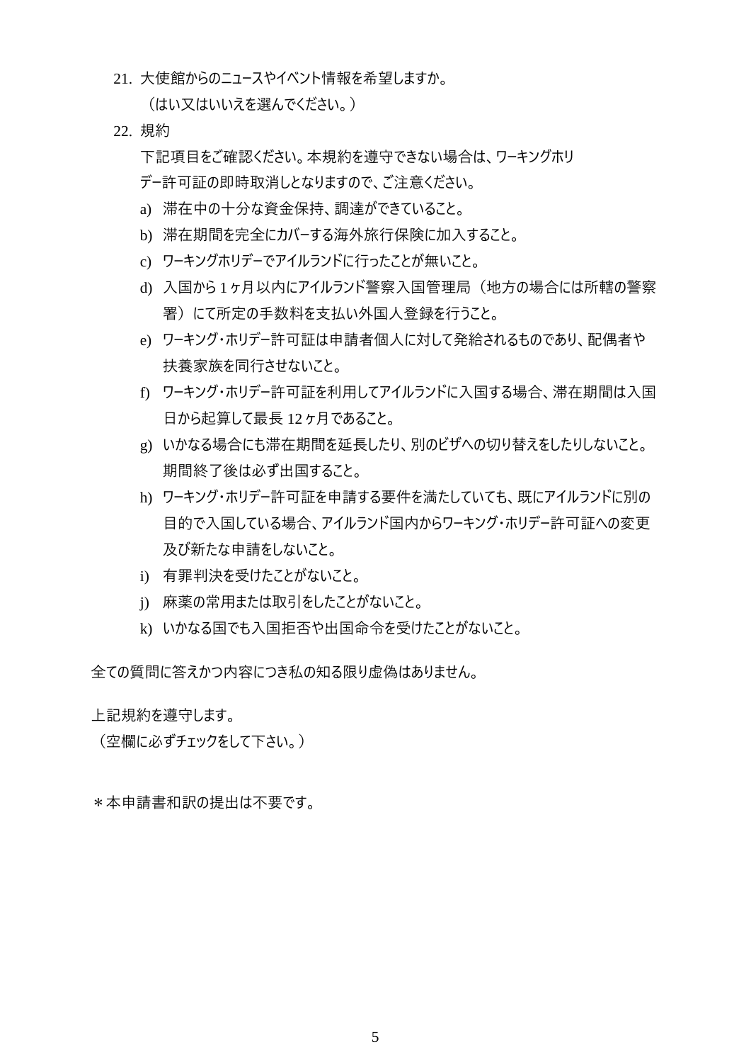21. 大使館からのニュースやイベント情報を希望しますか。

    （はい又はいいえを選んでください。）

22. 規約

    下記項目をご確認ください。本規約を遵守できない場合は、ワーキングホリデー許可証の即時取消しとなりますので、ご注意ください。

    a) 滞在中の十分な資金保持、調達ができていること。
    b) 滞在期間を完全にカバーする海外旅行保険に加入すること。
    c) ワーキングホリデーでアイルランドに行ったことが無いこと。
    d) 入国から 1 ヶ月以内にアイルランド警察入国管理局（地方の場合には所轄の警察署）にて所定の手数料を支払い外国人登録を行うこと。
    e) ワーキング・ホリデー許可証は申請者個人に対して発給されるものであり、配偶者や扶養家族を同行させないこと。
    f) ワーキング・ホリデー許可証を利用してアイルランドに入国する場合、滞在期間は入国日から起算して最長 12 ヶ月であること。
    g) いかなる場合にも滞在期間を延長したり、別のビザへの切り替えをしたりしないこと。期間終了後は必ず出国すること。
    h) ワーキング・ホリデー許可証を申請する要件を満たしていても、既にアイルランドに別の目的で入国している場合、アイルランド国内からワーキング・ホリデー許可証への変更及び新たな申請をしないこと。
    i) 有罪判決を受けたことがないこと。
    j) 麻薬の常用または取引をしたことがないこと。
    k) いかなる国でも入国拒否や出国命令を受けたことがないこと。

全ての質問に答えかつ内容につき私の知る限り虚偽はありません。

上記規約を遵守します。
（空欄に必ずチェックをして下さい。）

＊本申請書和訳の提出は不要です。